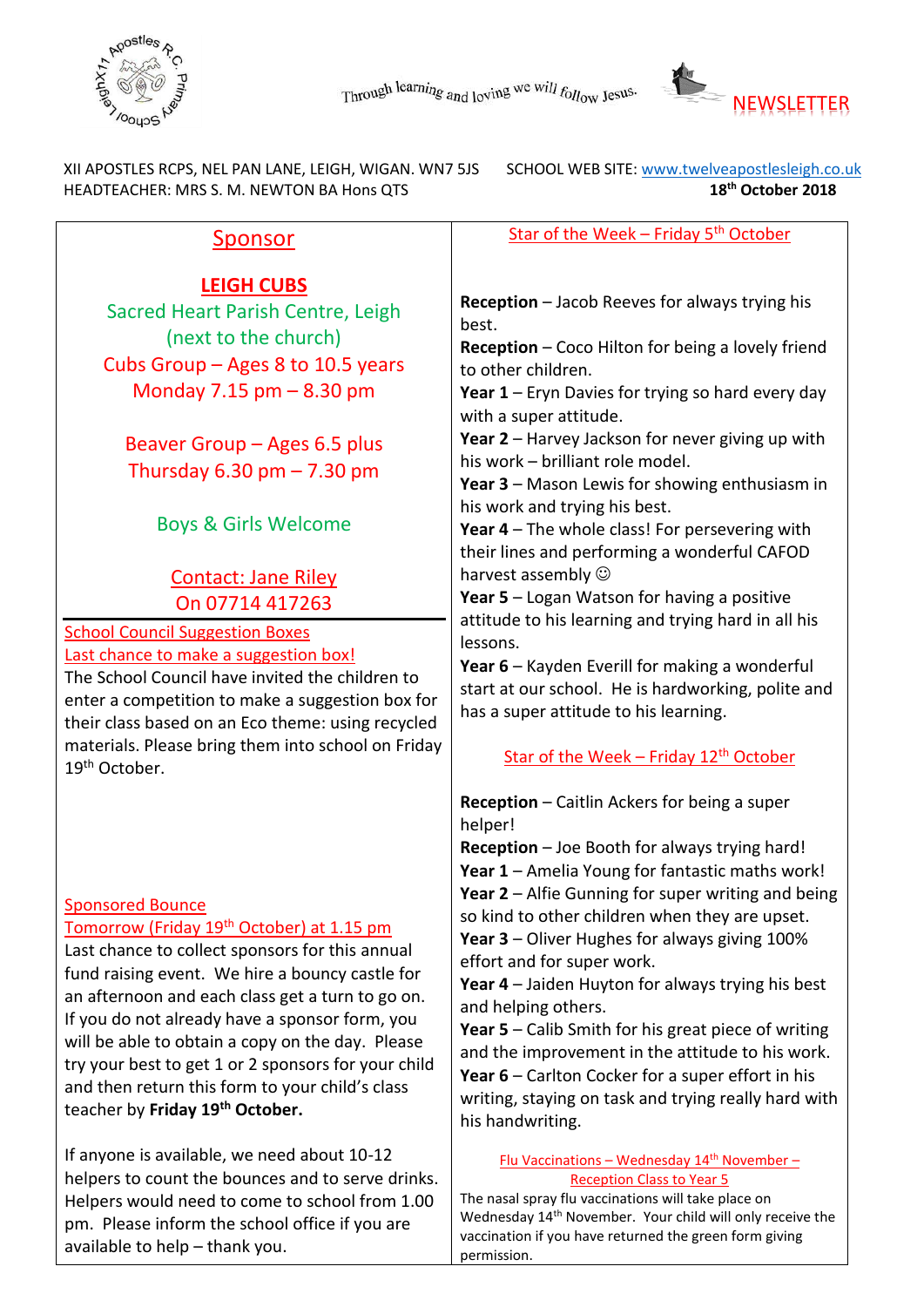Through learning and loving we will follow Jesus.

NEWSLETTER

XII APOSTLES RCPS, NEL PAN LANE, LEIGH, WIGAN. WN7 5JS
HEADTEACHER: MRS S. M. NEWTON BA Hons QTS

SCHOOL WEB SITE: www.twelveapostlesleigh.co.uk
**18th October 2018**

## Sponsor

### LEIGH CUBS

Sacred Heart Parish Centre, Leigh
(next to the church)
Cubs Group – Ages 8 to 10.5 years
Monday 7.15 pm – 8.30 pm

Beaver Group – Ages 6.5 plus
Thursday 6.30 pm – 7.30 pm

Boys & Girls Welcome

Contact: Jane Riley
On 07714 417263

### School Council Suggestion Boxes
### Last chance to make a suggestion box!

The School Council have invited the children to enter a competition to make a suggestion box for their class based on an Eco theme: using recycled materials. Please bring them into school on Friday 19th October.

### Sponsored Bounce
### Tomorrow (Friday 19th October) at 1.15 pm

Last chance to collect sponsors for this annual fund raising event. We hire a bouncy castle for an afternoon and each class get a turn to go on. If you do not already have a sponsor form, you will be able to obtain a copy on the day. Please try your best to get 1 or 2 sponsors for your child and then return this form to your child's class teacher by **Friday 19th October.**

If anyone is available, we need about 10-12 helpers to count the bounces and to serve drinks. Helpers would need to come to school from 1.00 pm. Please inform the school office if you are available to help – thank you.

## Star of the Week – Friday 5th October

**Reception** – Jacob Reeves for always trying his best.
**Reception** – Coco Hilton for being a lovely friend to other children.
**Year 1** – Eryn Davies for trying so hard every day with a super attitude.
**Year 2** – Harvey Jackson for never giving up with his work – brilliant role model.
**Year 3** – Mason Lewis for showing enthusiasm in his work and trying his best.
**Year 4** – The whole class! For persevering with their lines and performing a wonderful CAFOD harvest assembly ☺
**Year 5** – Logan Watson for having a positive attitude to his learning and trying hard in all his lessons.
**Year 6** – Kayden Everill for making a wonderful start at our school. He is hardworking, polite and has a super attitude to his learning.

## Star of the Week – Friday 12th October

**Reception** – Caitlin Ackers for being a super helper!
**Reception** – Joe Booth for always trying hard!
**Year 1** – Amelia Young for fantastic maths work!
**Year 2** – Alfie Gunning for super writing and being so kind to other children when they are upset.
**Year 3** – Oliver Hughes for always giving 100% effort and for super work.
**Year 4** – Jaiden Huyton for always trying his best and helping others.
**Year 5** – Calib Smith for his great piece of writing and the improvement in the attitude to his work.
**Year 6** – Carlton Cocker for a super effort in his writing, staying on task and trying really hard with his handwriting.

### Flu Vaccinations – Wednesday 14th November – Reception Class to Year 5

The nasal spray flu vaccinations will take place on Wednesday 14th November. Your child will only receive the vaccination if you have returned the green form giving permission.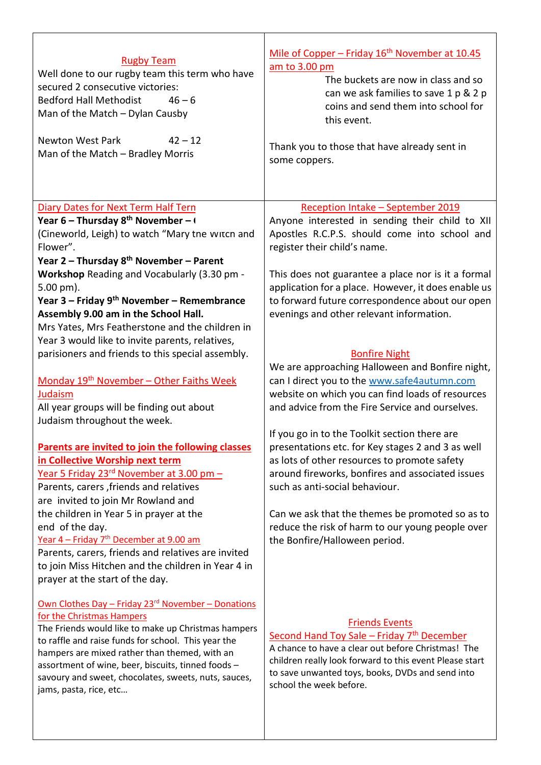## Rugby Team

Well done to our rugby team this term who have secured 2 consecutive victories:

Bedford Hall Methodist 46 – 6
Man of the Match – Dylan Causby

Newton West Park 42 – 12
Man of the Match – Bradley Morris

## Mile of Copper – Friday 16th November at 10.45 am to 3.00 pm

The buckets are now in class and so can we ask families to save 1 p & 2 p coins and send them into school for this event.

Thank you to those that have already sent in some coppers.

## Diary Dates for Next Term Half Tern

**Year 6 – Thursday 8th November – (**
(Cineworld, Leigh) to watch "Mary tne wıtcn and Flower".

**Year 2 – Thursday 8th November – Parent Workshop** Reading and Vocabularly (3.30 pm - 5.00 pm).

**Year 3 – Friday 9th November – Remembrance Assembly 9.00 am in the School Hall.**
Mrs Yates, Mrs Featherstone and the children in Year 3 would like to invite parents, relatives, parisioners and friends to this special assembly.

### Monday 19th November – Other Faiths Week Judaism

All year groups will be finding out about Judaism throughout the week.

### **Parents are invited to join the following classes in Collective Worship next term**

**Year 5 Friday 23rd November at 3.00 pm –**
Parents, carers ,friends and relatives are invited to join Mr Rowland and the children in Year 5 in prayer at the end of the day.

**Year 4 – Friday 7th December at 9.00 am**
Parents, carers, friends and relatives are invited to join Miss Hitchen and the children in Year 4 in prayer at the start of the day.

### Own Clothes Day – Friday 23rd November – Donations for the Christmas Hampers

The Friends would like to make up Christmas hampers to raffle and raise funds for school. This year the hampers are mixed rather than themed, with an assortment of wine, beer, biscuits, tinned foods – savoury and sweet, chocolates, sweets, nuts, sauces, jams, pasta, rice, etc…

## Reception Intake – September 2019

Anyone interested in sending their child to XII Apostles R.C.P.S. should come into school and register their child's name.

This does not guarantee a place nor is it a formal application for a place. However, it does enable us to forward future correspondence about our open evenings and other relevant information.

## Bonfire Night

We are approaching Halloween and Bonfire night, can I direct you to the www.safe4autumn.com website on which you can find loads of resources and advice from the Fire Service and ourselves.

If you go in to the Toolkit section there are presentations etc. for Key stages 2 and 3 as well as lots of other resources to promote safety around fireworks, bonfires and associated issues such as anti-social behaviour.

Can we ask that the themes be promoted so as to reduce the risk of harm to our young people over the Bonfire/Halloween period.

## Friends Events

### Second Hand Toy Sale – Friday 7th December

A chance to have a clear out before Christmas! The children really look forward to this event Please start to save unwanted toys, books, DVDs and send into school the week before.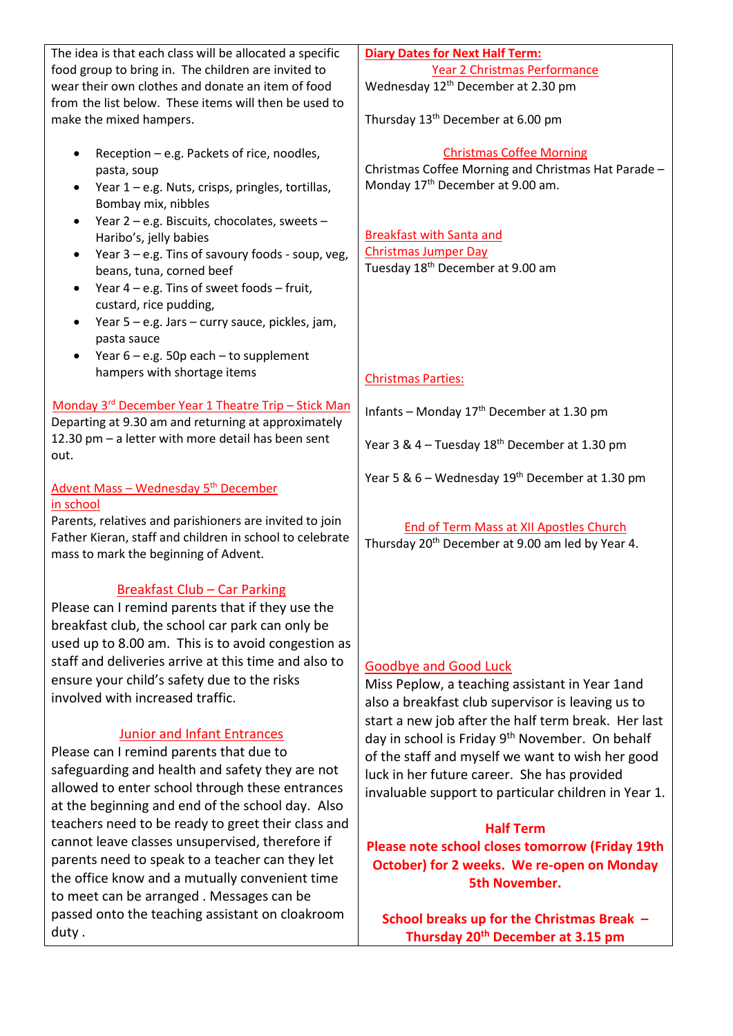The idea is that each class will be allocated a specific food group to bring in. The children are invited to wear their own clothes and donate an item of food from the list below. These items will then be used to make the mixed hampers.

- Reception – e.g. Packets of rice, noodles, pasta, soup
- Year 1 – e.g. Nuts, crisps, pringles, tortillas, Bombay mix, nibbles
- Year 2 – e.g. Biscuits, chocolates, sweets – Haribo's, jelly babies
- Year 3 – e.g. Tins of savoury foods - soup, veg, beans, tuna, corned beef
- Year 4 – e.g. Tins of sweet foods – fruit, custard, rice pudding,
- Year 5 – e.g. Jars – curry sauce, pickles, jam, pasta sauce
- Year 6 – e.g. 50p each – to supplement hampers with shortage items

**Monday 3rd December Year 1 Theatre Trip – Stick Man**

Departing at 9.30 am and returning at approximately 12.30 pm – a letter with more detail has been sent out.

**Advent Mass – Wednesday 5th December in school**

Parents, relatives and parishioners are invited to join Father Kieran, staff and children in school to celebrate mass to mark the beginning of Advent.

## Breakfast Club – Car Parking

Please can I remind parents that if they use the breakfast club, the school car park can only be used up to 8.00 am. This is to avoid congestion as staff and deliveries arrive at this time and also to ensure your child's safety due to the risks involved with increased traffic.

## Junior and Infant Entrances

Please can I remind parents that due to safeguarding and health and safety they are not allowed to enter school through these entrances at the beginning and end of the school day. Also teachers need to be ready to greet their class and cannot leave classes unsupervised, therefore if parents need to speak to a teacher can they let the office know and a mutually convenient time to meet can be arranged . Messages can be passed onto the teaching assistant on cloakroom duty .

## Diary Dates for Next Half Term:

**Year 2 Christmas Performance**

Wednesday 12th December at 2.30 pm

Thursday 13th December at 6.00 pm

**Christmas Coffee Morning**

Christmas Coffee Morning and Christmas Hat Parade – Monday 17th December at 9.00 am.

**Breakfast with Santa and Christmas Jumper Day**

Tuesday 18th December at 9.00 am

**Christmas Parties:**

Infants – Monday 17th December at 1.30 pm

Year 3 & 4 – Tuesday 18th December at 1.30 pm

Year 5 & 6 – Wednesday 19th December at 1.30 pm

**End of Term Mass at XII Apostles Church**

Thursday 20th December at 9.00 am led by Year 4.

## Goodbye and Good Luck

Miss Peplow, a teaching assistant in Year 1and also a breakfast club supervisor is leaving us to start a new job after the half term break. Her last day in school is Friday 9th November. On behalf of the staff and myself we want to wish her good luck in her future career. She has provided invaluable support to particular children in Year 1.

**Half Term**

**Please note school closes tomorrow (Friday 19th October) for 2 weeks. We re-open on Monday 5th November.**

**School breaks up for the Christmas Break – Thursday 20th December at 3.15 pm**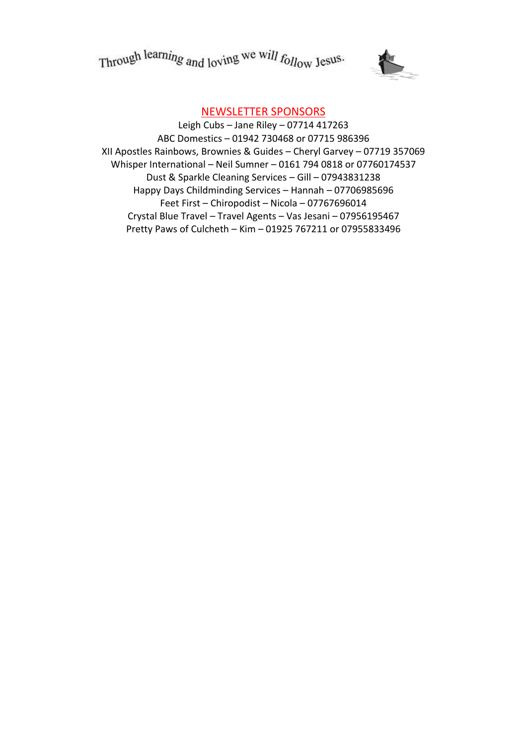## NEWSLETTER SPONSORS

Leigh Cubs – Jane Riley – 07714 417263
ABC Domestics – 01942 730468 or 07715 986396
XII Apostles Rainbows, Brownies & Guides – Cheryl Garvey – 07719 357069
Whisper International – Neil Sumner – 0161 794 0818 or 07760174537
Dust & Sparkle Cleaning Services – Gill – 07943831238
Happy Days Childminding Services – Hannah – 07706985696
Feet First – Chiropodist – Nicola – 07767696014
Crystal Blue Travel – Travel Agents – Vas Jesani – 07956195467
Pretty Paws of Culcheth – Kim – 01925 767211 or 07955833496